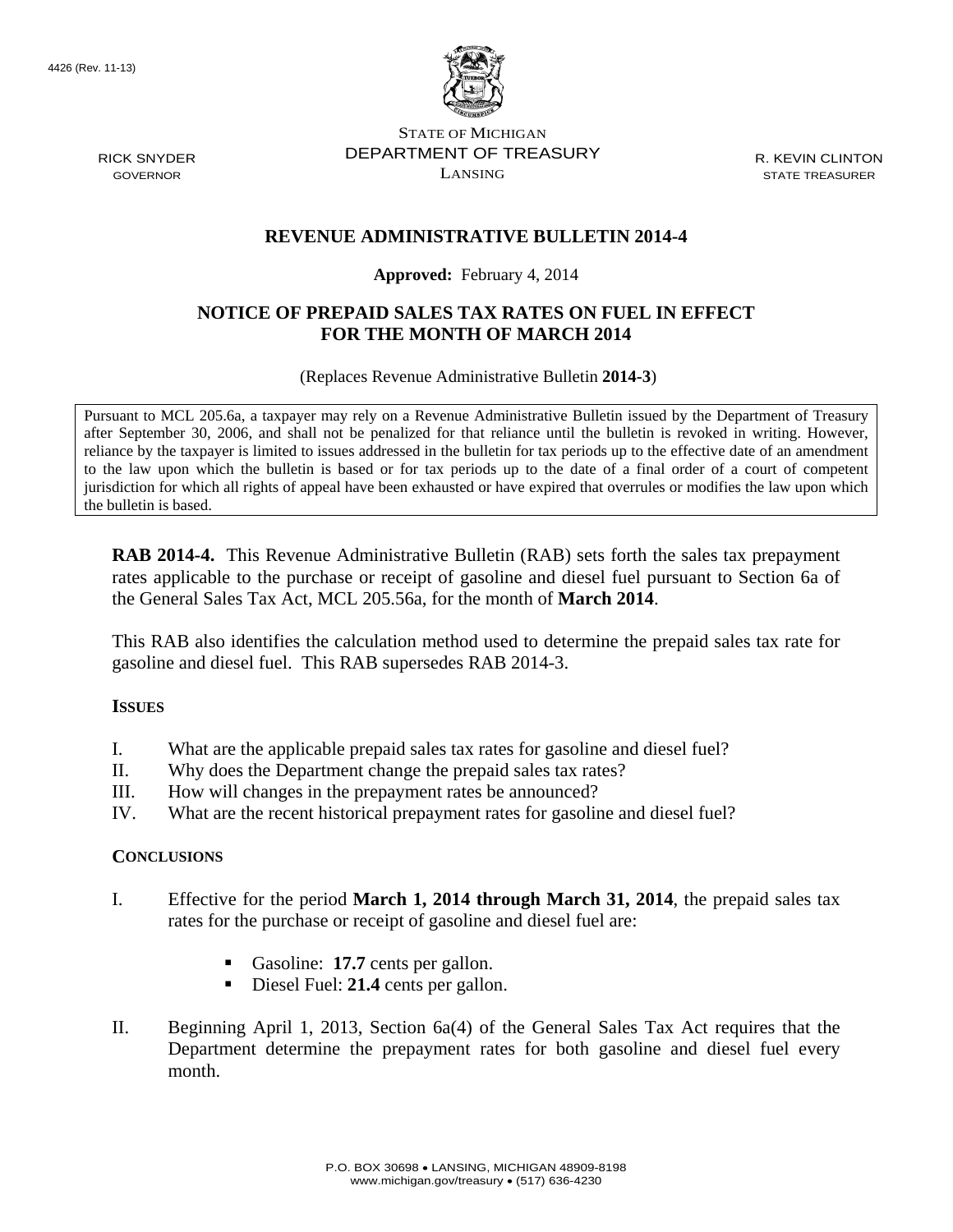4426 (Rev. 11-13)

STATE OF MICHIGAN
DEPARTMENT OF TREASURY
LANSING

RICK SNYDER
GOVERNOR

R. KEVIN CLINTON
STATE TREASURER

# REVENUE ADMINISTRATIVE BULLETIN 2014-4

**Approved:** February 4, 2014

## NOTICE OF PREPAID SALES TAX RATES ON FUEL IN EFFECT FOR THE MONTH OF MARCH 2014

(Replaces Revenue Administrative Bulletin **2014-3**)

Pursuant to MCL 205.6a, a taxpayer may rely on a Revenue Administrative Bulletin issued by the Department of Treasury after September 30, 2006, and shall not be penalized for that reliance until the bulletin is revoked in writing. However, reliance by the taxpayer is limited to issues addressed in the bulletin for tax periods up to the effective date of an amendment to the law upon which the bulletin is based or for tax periods up to the date of a final order of a court of competent jurisdiction for which all rights of appeal have been exhausted or have expired that overrules or modifies the law upon which the bulletin is based.

**RAB 2014-4.** This Revenue Administrative Bulletin (RAB) sets forth the sales tax prepayment rates applicable to the purchase or receipt of gasoline and diesel fuel pursuant to Section 6a of the General Sales Tax Act, MCL 205.56a, for the month of **March 2014**.

This RAB also identifies the calculation method used to determine the prepaid sales tax rate for gasoline and diesel fuel. This RAB supersedes RAB 2014-3.

### ISSUES

I. What are the applicable prepaid sales tax rates for gasoline and diesel fuel?
II. Why does the Department change the prepaid sales tax rates?
III. How will changes in the prepayment rates be announced?
IV. What are the recent historical prepayment rates for gasoline and diesel fuel?

### CONCLUSIONS

I. Effective for the period **March 1, 2014 through March 31, 2014**, the prepaid sales tax rates for the purchase or receipt of gasoline and diesel fuel are:

- Gasoline: **17.7** cents per gallon.
- Diesel Fuel: **21.4** cents per gallon.

II. Beginning April 1, 2013, Section 6a(4) of the General Sales Tax Act requires that the Department determine the prepayment rates for both gasoline and diesel fuel every month.

P.O. BOX 30698 • LANSING, MICHIGAN 48909-8198
www.michigan.gov/treasury • (517) 636-4230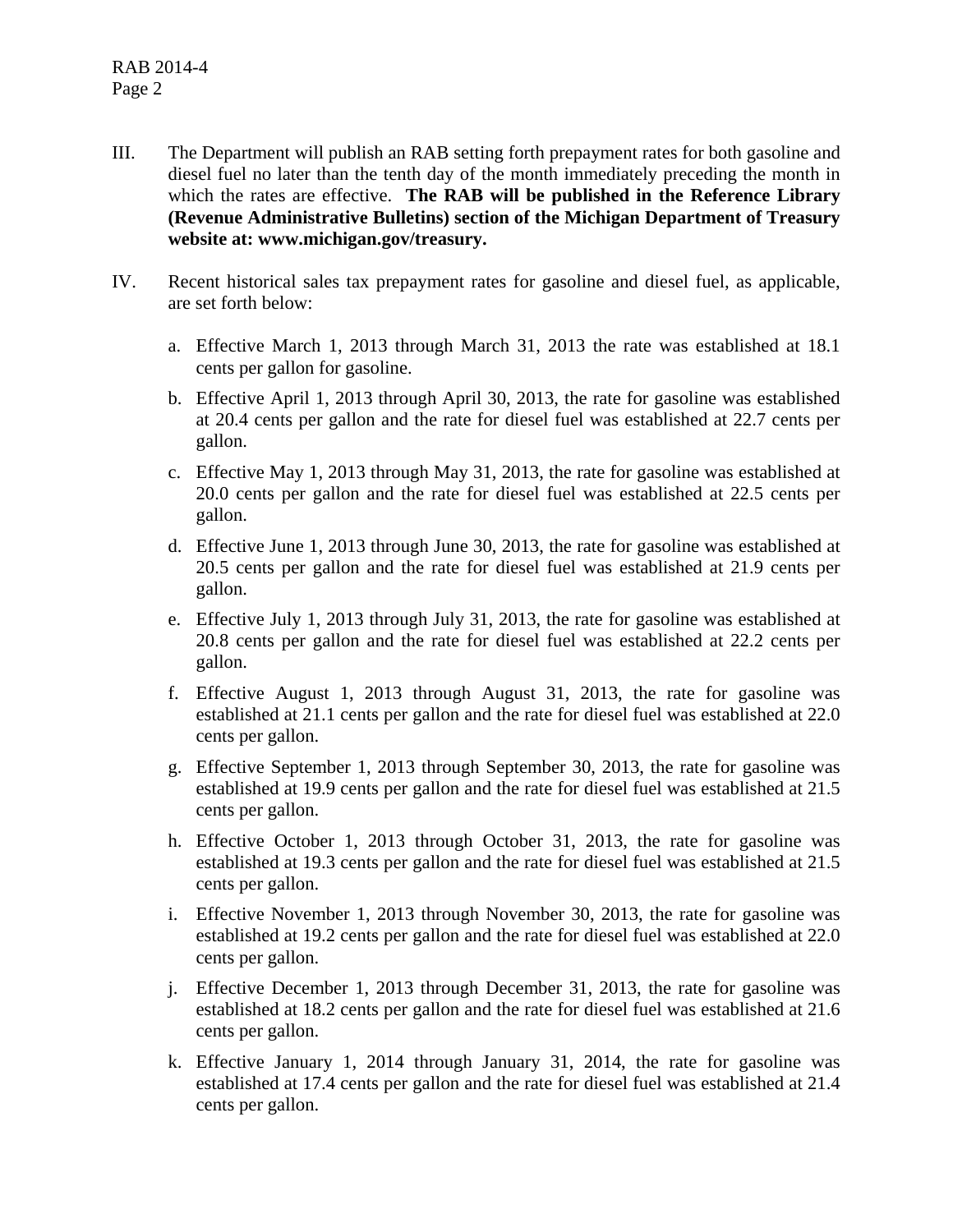III. The Department will publish an RAB setting forth prepayment rates for both gasoline and diesel fuel no later than the tenth day of the month immediately preceding the month in which the rates are effective. **The RAB will be published in the Reference Library (Revenue Administrative Bulletins) section of the Michigan Department of Treasury website at: www.michigan.gov/treasury.**

IV. Recent historical sales tax prepayment rates for gasoline and diesel fuel, as applicable, are set forth below:

   a. Effective March 1, 2013 through March 31, 2013 the rate was established at 18.1 cents per gallon for gasoline.

   b. Effective April 1, 2013 through April 30, 2013, the rate for gasoline was established at 20.4 cents per gallon and the rate for diesel fuel was established at 22.7 cents per gallon.

   c. Effective May 1, 2013 through May 31, 2013, the rate for gasoline was established at 20.0 cents per gallon and the rate for diesel fuel was established at 22.5 cents per gallon.

   d. Effective June 1, 2013 through June 30, 2013, the rate for gasoline was established at 20.5 cents per gallon and the rate for diesel fuel was established at 21.9 cents per gallon.

   e. Effective July 1, 2013 through July 31, 2013, the rate for gasoline was established at 20.8 cents per gallon and the rate for diesel fuel was established at 22.2 cents per gallon.

   f. Effective August 1, 2013 through August 31, 2013, the rate for gasoline was established at 21.1 cents per gallon and the rate for diesel fuel was established at 22.0 cents per gallon.

   g. Effective September 1, 2013 through September 30, 2013, the rate for gasoline was established at 19.9 cents per gallon and the rate for diesel fuel was established at 21.5 cents per gallon.

   h. Effective October 1, 2013 through October 31, 2013, the rate for gasoline was established at 19.3 cents per gallon and the rate for diesel fuel was established at 21.5 cents per gallon.

   i. Effective November 1, 2013 through November 30, 2013, the rate for gasoline was established at 19.2 cents per gallon and the rate for diesel fuel was established at 22.0 cents per gallon.

   j. Effective December 1, 2013 through December 31, 2013, the rate for gasoline was established at 18.2 cents per gallon and the rate for diesel fuel was established at 21.6 cents per gallon.

   k. Effective January 1, 2014 through January 31, 2014, the rate for gasoline was established at 17.4 cents per gallon and the rate for diesel fuel was established at 21.4 cents per gallon.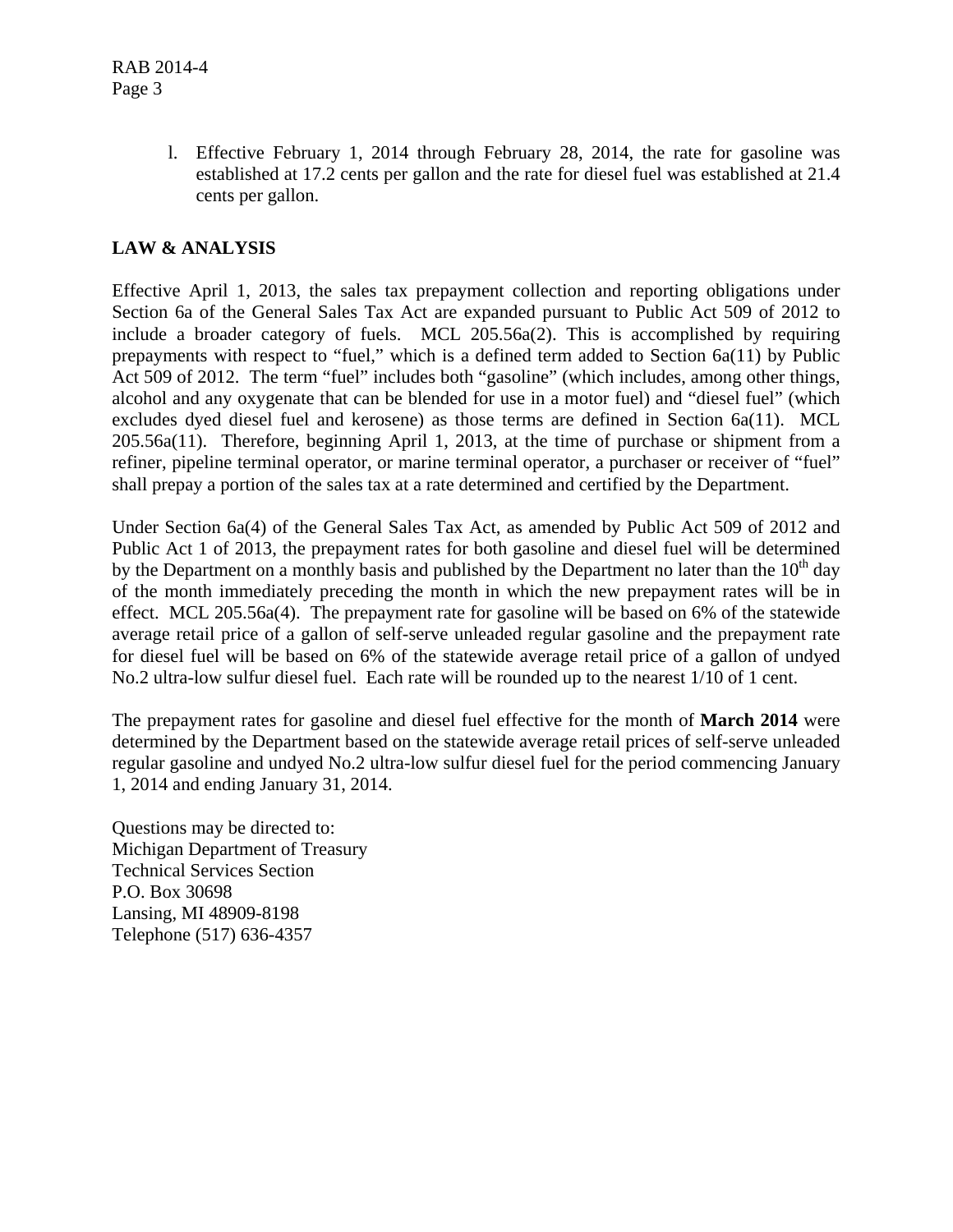l. Effective February 1, 2014 through February 28, 2014, the rate for gasoline was established at 17.2 cents per gallon and the rate for diesel fuel was established at 21.4 cents per gallon.

**LAW & ANALYSIS**

Effective April 1, 2013, the sales tax prepayment collection and reporting obligations under Section 6a of the General Sales Tax Act are expanded pursuant to Public Act 509 of 2012 to include a broader category of fuels. MCL 205.56a(2). This is accomplished by requiring prepayments with respect to "fuel," which is a defined term added to Section 6a(11) by Public Act 509 of 2012. The term "fuel" includes both "gasoline" (which includes, among other things, alcohol and any oxygenate that can be blended for use in a motor fuel) and "diesel fuel" (which excludes dyed diesel fuel and kerosene) as those terms are defined in Section 6a(11). MCL 205.56a(11). Therefore, beginning April 1, 2013, at the time of purchase or shipment from a refiner, pipeline terminal operator, or marine terminal operator, a purchaser or receiver of "fuel" shall prepay a portion of the sales tax at a rate determined and certified by the Department.

Under Section 6a(4) of the General Sales Tax Act, as amended by Public Act 509 of 2012 and Public Act 1 of 2013, the prepayment rates for both gasoline and diesel fuel will be determined by the Department on a monthly basis and published by the Department no later than the 10th day of the month immediately preceding the month in which the new prepayment rates will be in effect. MCL 205.56a(4). The prepayment rate for gasoline will be based on 6% of the statewide average retail price of a gallon of self-serve unleaded regular gasoline and the prepayment rate for diesel fuel will be based on 6% of the statewide average retail price of a gallon of undyed No.2 ultra-low sulfur diesel fuel. Each rate will be rounded up to the nearest 1/10 of 1 cent.

The prepayment rates for gasoline and diesel fuel effective for the month of **March 2014** were determined by the Department based on the statewide average retail prices of self-serve unleaded regular gasoline and undyed No.2 ultra-low sulfur diesel fuel for the period commencing January 1, 2014 and ending January 31, 2014.

Questions may be directed to:
Michigan Department of Treasury
Technical Services Section
P.O. Box 30698
Lansing, MI 48909-8198
Telephone (517) 636-4357